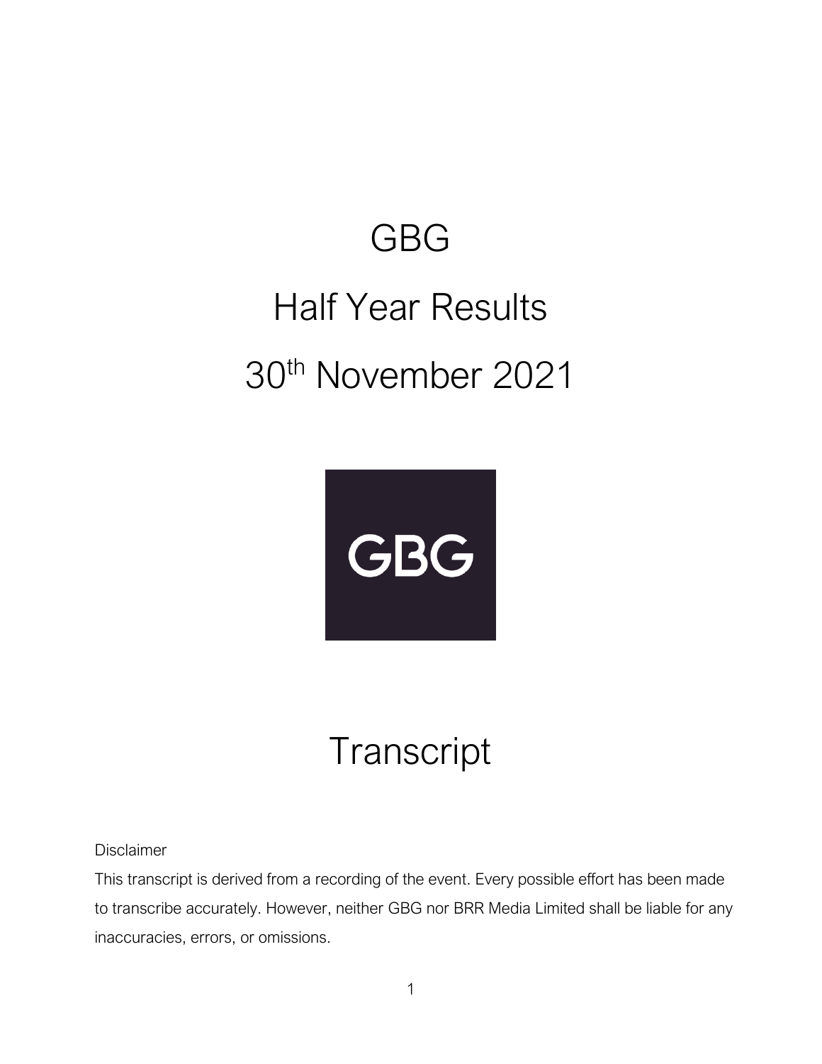# GBG

# Half Year Results

# 30th November 2021

# Transcript

Disclaimer

This transcript is derived from a recording of the event. Every possible effort has been made to transcribe accurately. However, neither GBG nor BRR Media Limited shall be liable for any inaccuracies, errors, or omissions.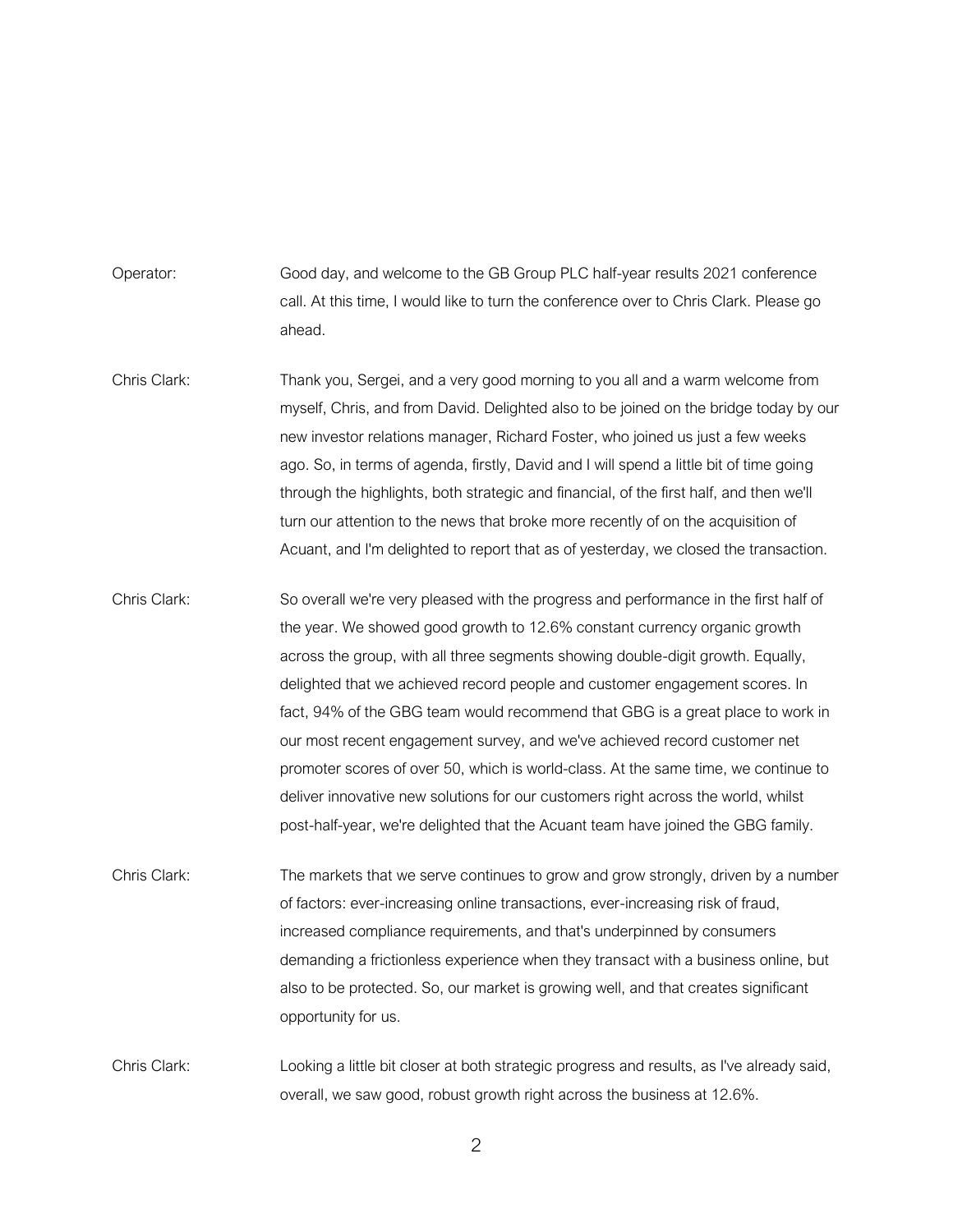Operator: Good day, and welcome to the GB Group PLC half-year results 2021 conference call. At this time, I would like to turn the conference over to Chris Clark. Please go ahead.

Chris Clark: Thank you, Sergei, and a very good morning to you all and a warm welcome from myself, Chris, and from David. Delighted also to be joined on the bridge today by our new investor relations manager, Richard Foster, who joined us just a few weeks ago. So, in terms of agenda, firstly, David and I will spend a little bit of time going through the highlights, both strategic and financial, of the first half, and then we'll turn our attention to the news that broke more recently of on the acquisition of Acuant, and I'm delighted to report that as of yesterday, we closed the transaction.

Chris Clark: So overall we're very pleased with the progress and performance in the first half of the year. We showed good growth to 12.6% constant currency organic growth across the group, with all three segments showing double-digit growth. Equally, delighted that we achieved record people and customer engagement scores. In fact, 94% of the GBG team would recommend that GBG is a great place to work in our most recent engagement survey, and we've achieved record customer net promoter scores of over 50, which is world-class. At the same time, we continue to deliver innovative new solutions for our customers right across the world, whilst post-half-year, we're delighted that the Acuant team have joined the GBG family.

Chris Clark: The markets that we serve continues to grow and grow strongly, driven by a number of factors: ever-increasing online transactions, ever-increasing risk of fraud, increased compliance requirements, and that's underpinned by consumers demanding a frictionless experience when they transact with a business online, but also to be protected. So, our market is growing well, and that creates significant opportunity for us.

Chris Clark: Looking a little bit closer at both strategic progress and results, as I've already said, overall, we saw good, robust growth right across the business at 12.6%.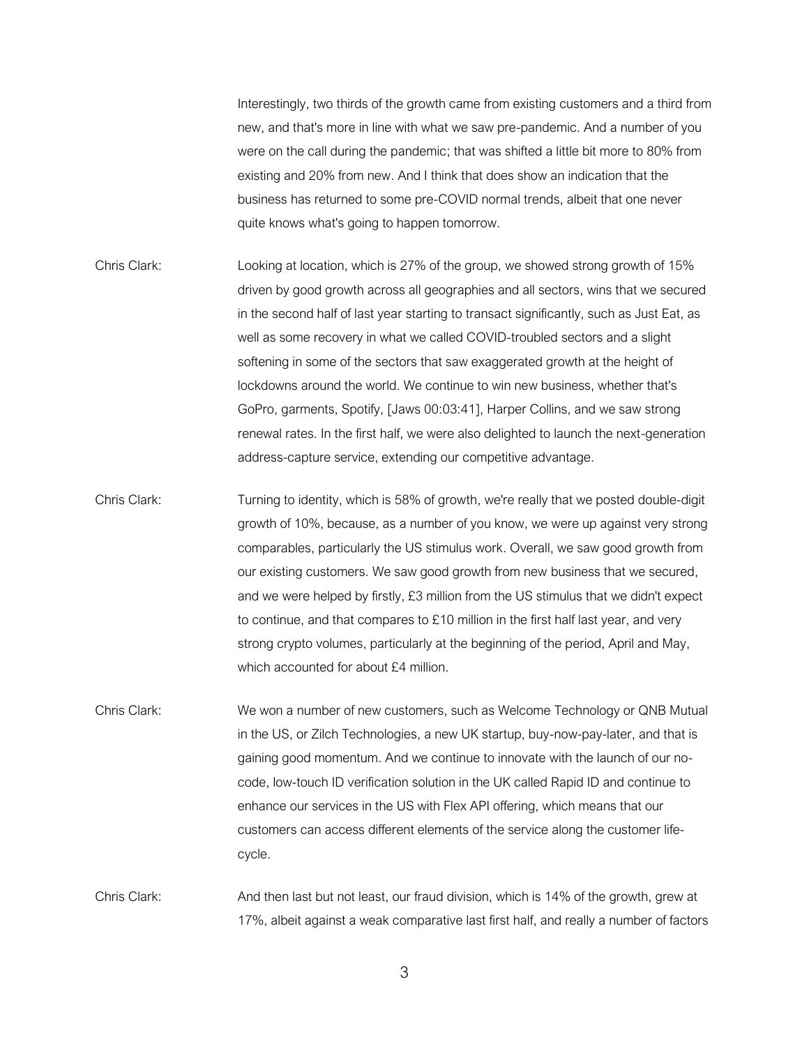Interestingly, two thirds of the growth came from existing customers and a third from new, and that's more in line with what we saw pre-pandemic. And a number of you were on the call during the pandemic; that was shifted a little bit more to 80% from existing and 20% from new. And I think that does show an indication that the business has returned to some pre-COVID normal trends, albeit that one never quite knows what's going to happen tomorrow.

Chris Clark: Looking at location, which is 27% of the group, we showed strong growth of 15% driven by good growth across all geographies and all sectors, wins that we secured in the second half of last year starting to transact significantly, such as Just Eat, as well as some recovery in what we called COVID-troubled sectors and a slight softening in some of the sectors that saw exaggerated growth at the height of lockdowns around the world. We continue to win new business, whether that's GoPro, garments, Spotify, [Jaws 00:03:41], Harper Collins, and we saw strong renewal rates. In the first half, we were also delighted to launch the next-generation address-capture service, extending our competitive advantage.

Chris Clark: Turning to identity, which is 58% of growth, we're really that we posted double-digit growth of 10%, because, as a number of you know, we were up against very strong comparables, particularly the US stimulus work. Overall, we saw good growth from our existing customers. We saw good growth from new business that we secured, and we were helped by firstly, £3 million from the US stimulus that we didn't expect to continue, and that compares to £10 million in the first half last year, and very strong crypto volumes, particularly at the beginning of the period, April and May, which accounted for about £4 million.

Chris Clark: We won a number of new customers, such as Welcome Technology or QNB Mutual in the US, or Zilch Technologies, a new UK startup, buy-now-pay-later, and that is gaining good momentum. And we continue to innovate with the launch of our no-code, low-touch ID verification solution in the UK called Rapid ID and continue to enhance our services in the US with Flex API offering, which means that our customers can access different elements of the service along the customer life-cycle.

Chris Clark: And then last but not least, our fraud division, which is 14% of the growth, grew at 17%, albeit against a weak comparative last first half, and really a number of factors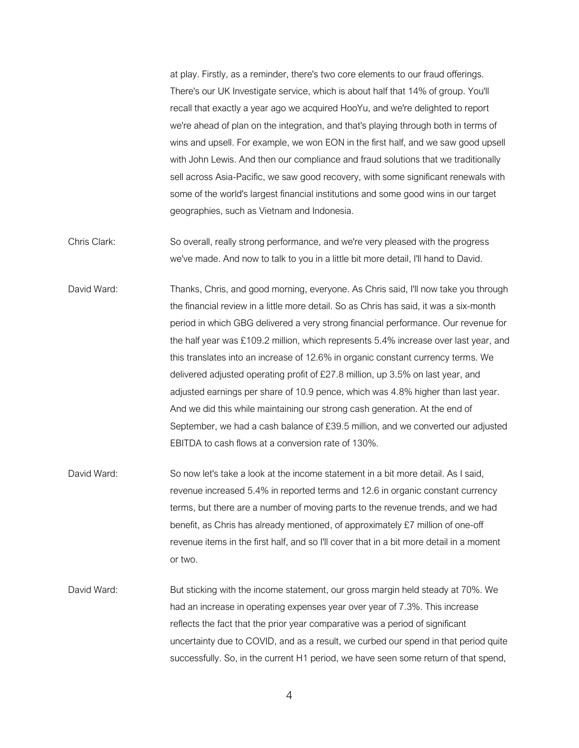at play. Firstly, as a reminder, there's two core elements to our fraud offerings. There's our UK Investigate service, which is about half that 14% of group. You'll recall that exactly a year ago we acquired HooYu, and we're delighted to report we're ahead of plan on the integration, and that's playing through both in terms of wins and upsell. For example, we won EON in the first half, and we saw good upsell with John Lewis. And then our compliance and fraud solutions that we traditionally sell across Asia-Pacific, we saw good recovery, with some significant renewals with some of the world's largest financial institutions and some good wins in our target geographies, such as Vietnam and Indonesia.

Chris Clark: So overall, really strong performance, and we're very pleased with the progress we've made. And now to talk to you in a little bit more detail, I'll hand to David.

David Ward: Thanks, Chris, and good morning, everyone. As Chris said, I'll now take you through the financial review in a little more detail. So as Chris has said, it was a six-month period in which GBG delivered a very strong financial performance. Our revenue for the half year was £109.2 million, which represents 5.4% increase over last year, and this translates into an increase of 12.6% in organic constant currency terms. We delivered adjusted operating profit of £27.8 million, up 3.5% on last year, and adjusted earnings per share of 10.9 pence, which was 4.8% higher than last year. And we did this while maintaining our strong cash generation. At the end of September, we had a cash balance of £39.5 million, and we converted our adjusted EBITDA to cash flows at a conversion rate of 130%.

David Ward: So now let's take a look at the income statement in a bit more detail. As I said, revenue increased 5.4% in reported terms and 12.6 in organic constant currency terms, but there are a number of moving parts to the revenue trends, and we had benefit, as Chris has already mentioned, of approximately £7 million of one-off revenue items in the first half, and so I'll cover that in a bit more detail in a moment or two.

David Ward: But sticking with the income statement, our gross margin held steady at 70%. We had an increase in operating expenses year over year of 7.3%. This increase reflects the fact that the prior year comparative was a period of significant uncertainty due to COVID, and as a result, we curbed our spend in that period quite successfully. So, in the current H1 period, we have seen some return of that spend,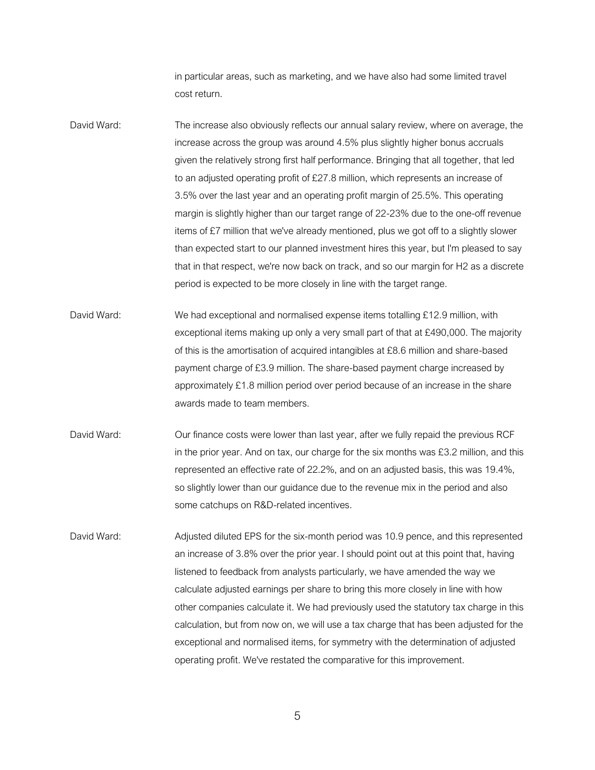in particular areas, such as marketing, and we have also had some limited travel cost return.

David Ward: The increase also obviously reflects our annual salary review, where on average, the increase across the group was around 4.5% plus slightly higher bonus accruals given the relatively strong first half performance. Bringing that all together, that led to an adjusted operating profit of £27.8 million, which represents an increase of 3.5% over the last year and an operating profit margin of 25.5%. This operating margin is slightly higher than our target range of 22-23% due to the one-off revenue items of £7 million that we've already mentioned, plus we got off to a slightly slower than expected start to our planned investment hires this year, but I'm pleased to say that in that respect, we're now back on track, and so our margin for H2 as a discrete period is expected to be more closely in line with the target range.

David Ward: We had exceptional and normalised expense items totalling £12.9 million, with exceptional items making up only a very small part of that at £490,000. The majority of this is the amortisation of acquired intangibles at £8.6 million and share-based payment charge of £3.9 million. The share-based payment charge increased by approximately £1.8 million period over period because of an increase in the share awards made to team members.

David Ward: Our finance costs were lower than last year, after we fully repaid the previous RCF in the prior year. And on tax, our charge for the six months was £3.2 million, and this represented an effective rate of 22.2%, and on an adjusted basis, this was 19.4%, so slightly lower than our guidance due to the revenue mix in the period and also some catchups on R&D-related incentives.

David Ward: Adjusted diluted EPS for the six-month period was 10.9 pence, and this represented an increase of 3.8% over the prior year. I should point out at this point that, having listened to feedback from analysts particularly, we have amended the way we calculate adjusted earnings per share to bring this more closely in line with how other companies calculate it. We had previously used the statutory tax charge in this calculation, but from now on, we will use a tax charge that has been adjusted for the exceptional and normalised items, for symmetry with the determination of adjusted operating profit. We've restated the comparative for this improvement.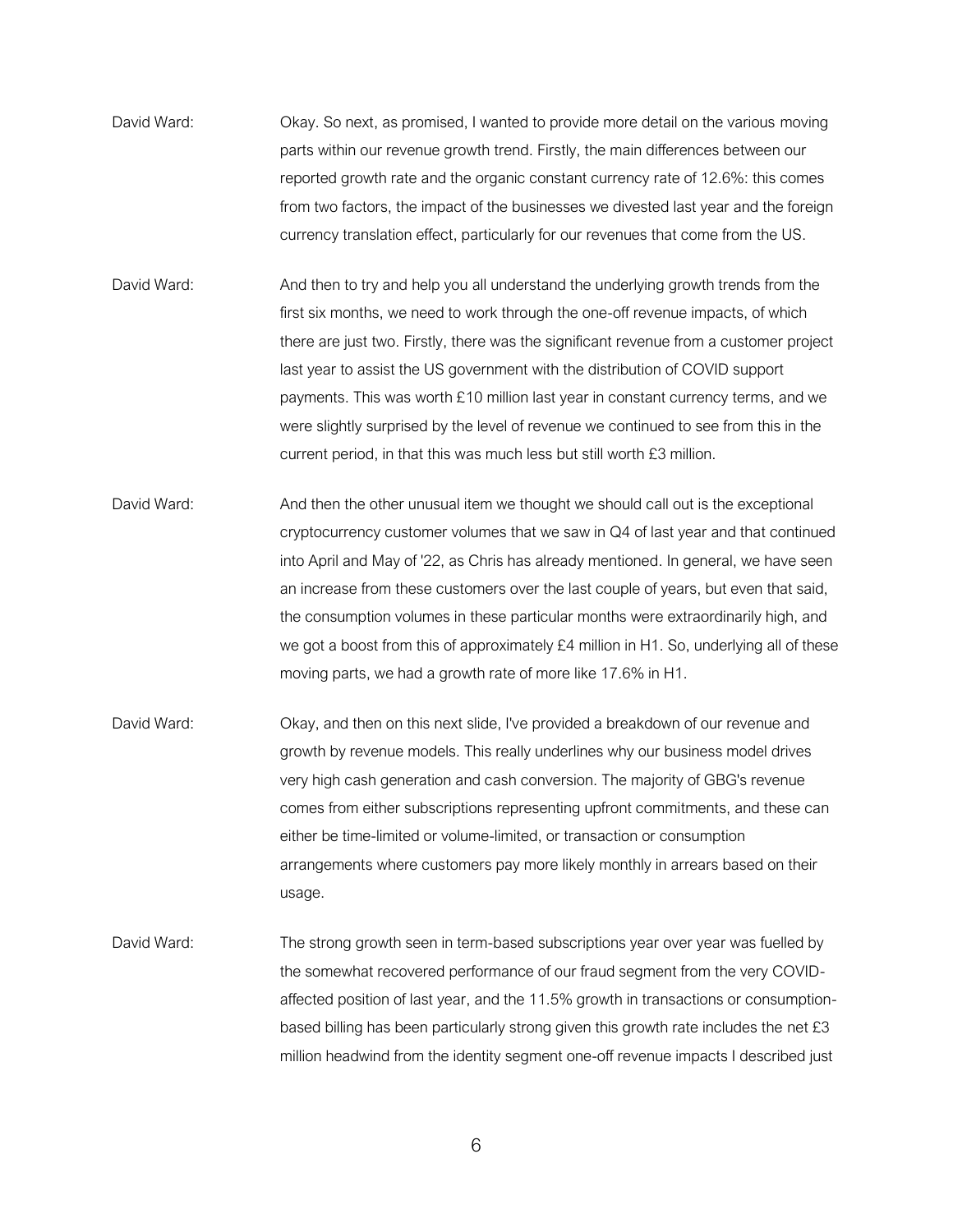David Ward: Okay. So next, as promised, I wanted to provide more detail on the various moving parts within our revenue growth trend. Firstly, the main differences between our reported growth rate and the organic constant currency rate of 12.6%: this comes from two factors, the impact of the businesses we divested last year and the foreign currency translation effect, particularly for our revenues that come from the US.

David Ward: And then to try and help you all understand the underlying growth trends from the first six months, we need to work through the one-off revenue impacts, of which there are just two. Firstly, there was the significant revenue from a customer project last year to assist the US government with the distribution of COVID support payments. This was worth £10 million last year in constant currency terms, and we were slightly surprised by the level of revenue we continued to see from this in the current period, in that this was much less but still worth £3 million.

David Ward: And then the other unusual item we thought we should call out is the exceptional cryptocurrency customer volumes that we saw in Q4 of last year and that continued into April and May of '22, as Chris has already mentioned. In general, we have seen an increase from these customers over the last couple of years, but even that said, the consumption volumes in these particular months were extraordinarily high, and we got a boost from this of approximately £4 million in H1. So, underlying all of these moving parts, we had a growth rate of more like 17.6% in H1.

David Ward: Okay, and then on this next slide, I've provided a breakdown of our revenue and growth by revenue models. This really underlines why our business model drives very high cash generation and cash conversion. The majority of GBG's revenue comes from either subscriptions representing upfront commitments, and these can either be time-limited or volume-limited, or transaction or consumption arrangements where customers pay more likely monthly in arrears based on their usage.

David Ward: The strong growth seen in term-based subscriptions year over year was fuelled by the somewhat recovered performance of our fraud segment from the very COVID-affected position of last year, and the 11.5% growth in transactions or consumption-based billing has been particularly strong given this growth rate includes the net £3 million headwind from the identity segment one-off revenue impacts I described just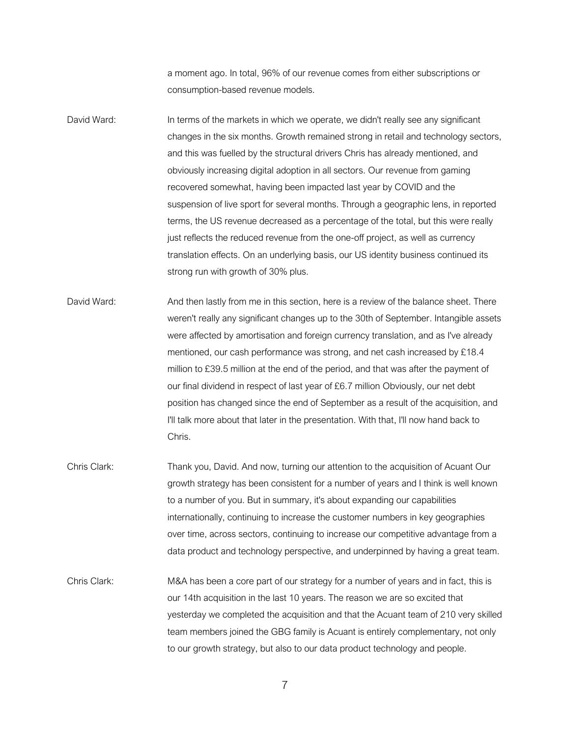a moment ago. In total, 96% of our revenue comes from either subscriptions or consumption-based revenue models.

David Ward: In terms of the markets in which we operate, we didn't really see any significant changes in the six months. Growth remained strong in retail and technology sectors, and this was fuelled by the structural drivers Chris has already mentioned, and obviously increasing digital adoption in all sectors. Our revenue from gaming recovered somewhat, having been impacted last year by COVID and the suspension of live sport for several months. Through a geographic lens, in reported terms, the US revenue decreased as a percentage of the total, but this were really just reflects the reduced revenue from the one-off project, as well as currency translation effects. On an underlying basis, our US identity business continued its strong run with growth of 30% plus.

David Ward: And then lastly from me in this section, here is a review of the balance sheet. There weren't really any significant changes up to the 30th of September. Intangible assets were affected by amortisation and foreign currency translation, and as I've already mentioned, our cash performance was strong, and net cash increased by £18.4 million to £39.5 million at the end of the period, and that was after the payment of our final dividend in respect of last year of £6.7 million Obviously, our net debt position has changed since the end of September as a result of the acquisition, and I'll talk more about that later in the presentation. With that, I'll now hand back to Chris.

Chris Clark: Thank you, David. And now, turning our attention to the acquisition of Acuant Our growth strategy has been consistent for a number of years and I think is well known to a number of you. But in summary, it's about expanding our capabilities internationally, continuing to increase the customer numbers in key geographies over time, across sectors, continuing to increase our competitive advantage from a data product and technology perspective, and underpinned by having a great team.

Chris Clark: M&A has been a core part of our strategy for a number of years and in fact, this is our 14th acquisition in the last 10 years. The reason we are so excited that yesterday we completed the acquisition and that the Acuant team of 210 very skilled team members joined the GBG family is Acuant is entirely complementary, not only to our growth strategy, but also to our data product technology and people.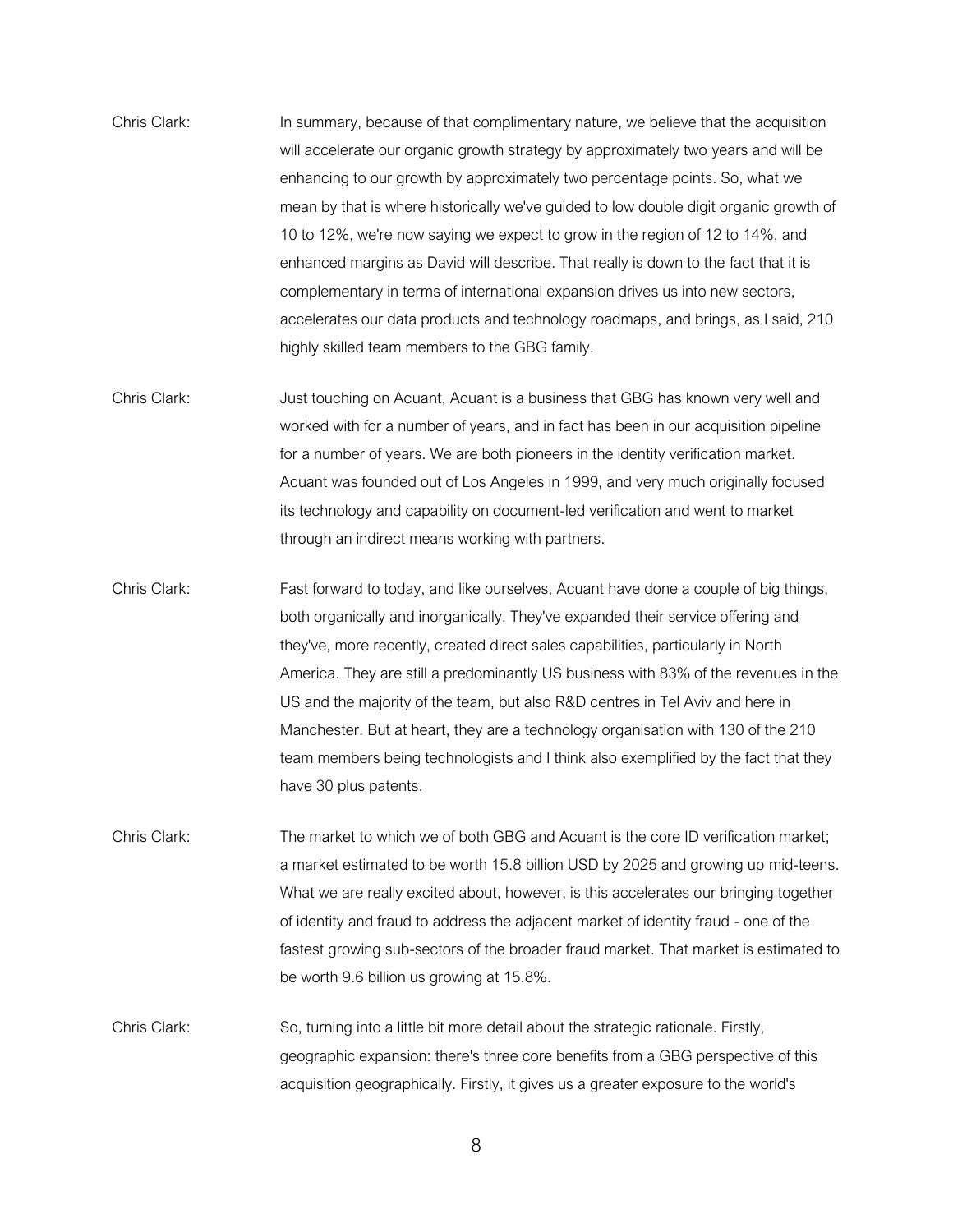Chris Clark: In summary, because of that complimentary nature, we believe that the acquisition will accelerate our organic growth strategy by approximately two years and will be enhancing to our growth by approximately two percentage points. So, what we mean by that is where historically we've guided to low double digit organic growth of 10 to 12%, we're now saying we expect to grow in the region of 12 to 14%, and enhanced margins as David will describe. That really is down to the fact that it is complementary in terms of international expansion drives us into new sectors, accelerates our data products and technology roadmaps, and brings, as I said, 210 highly skilled team members to the GBG family.

Chris Clark: Just touching on Acuant, Acuant is a business that GBG has known very well and worked with for a number of years, and in fact has been in our acquisition pipeline for a number of years. We are both pioneers in the identity verification market. Acuant was founded out of Los Angeles in 1999, and very much originally focused its technology and capability on document-led verification and went to market through an indirect means working with partners.

Chris Clark: Fast forward to today, and like ourselves, Acuant have done a couple of big things, both organically and inorganically. They've expanded their service offering and they've, more recently, created direct sales capabilities, particularly in North America. They are still a predominantly US business with 83% of the revenues in the US and the majority of the team, but also R&D centres in Tel Aviv and here in Manchester. But at heart, they are a technology organisation with 130 of the 210 team members being technologists and I think also exemplified by the fact that they have 30 plus patents.

Chris Clark: The market to which we of both GBG and Acuant is the core ID verification market; a market estimated to be worth 15.8 billion USD by 2025 and growing up mid-teens. What we are really excited about, however, is this accelerates our bringing together of identity and fraud to address the adjacent market of identity fraud - one of the fastest growing sub-sectors of the broader fraud market. That market is estimated to be worth 9.6 billion us growing at 15.8%.

Chris Clark: So, turning into a little bit more detail about the strategic rationale. Firstly, geographic expansion: there's three core benefits from a GBG perspective of this acquisition geographically. Firstly, it gives us a greater exposure to the world's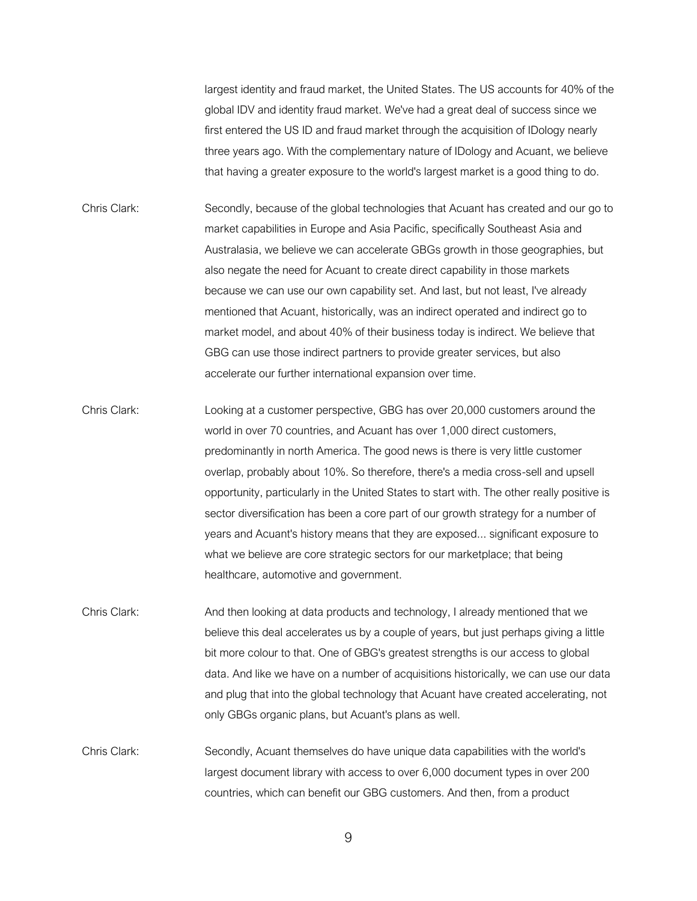largest identity and fraud market, the United States. The US accounts for 40% of the global IDV and identity fraud market. We've had a great deal of success since we first entered the US ID and fraud market through the acquisition of IDology nearly three years ago. With the complementary nature of IDology and Acuant, we believe that having a greater exposure to the world's largest market is a good thing to do.

Chris Clark: Secondly, because of the global technologies that Acuant has created and our go to market capabilities in Europe and Asia Pacific, specifically Southeast Asia and Australasia, we believe we can accelerate GBGs growth in those geographies, but also negate the need for Acuant to create direct capability in those markets because we can use our own capability set. And last, but not least, I've already mentioned that Acuant, historically, was an indirect operated and indirect go to market model, and about 40% of their business today is indirect. We believe that GBG can use those indirect partners to provide greater services, but also accelerate our further international expansion over time.

Chris Clark: Looking at a customer perspective, GBG has over 20,000 customers around the world in over 70 countries, and Acuant has over 1,000 direct customers, predominantly in north America. The good news is there is very little customer overlap, probably about 10%. So therefore, there's a media cross-sell and upsell opportunity, particularly in the United States to start with. The other really positive is sector diversification has been a core part of our growth strategy for a number of years and Acuant's history means that they are exposed... significant exposure to what we believe are core strategic sectors for our marketplace; that being healthcare, automotive and government.

Chris Clark: And then looking at data products and technology, I already mentioned that we believe this deal accelerates us by a couple of years, but just perhaps giving a little bit more colour to that. One of GBG's greatest strengths is our access to global data. And like we have on a number of acquisitions historically, we can use our data and plug that into the global technology that Acuant have created accelerating, not only GBGs organic plans, but Acuant's plans as well.

Chris Clark: Secondly, Acuant themselves do have unique data capabilities with the world's largest document library with access to over 6,000 document types in over 200 countries, which can benefit our GBG customers. And then, from a product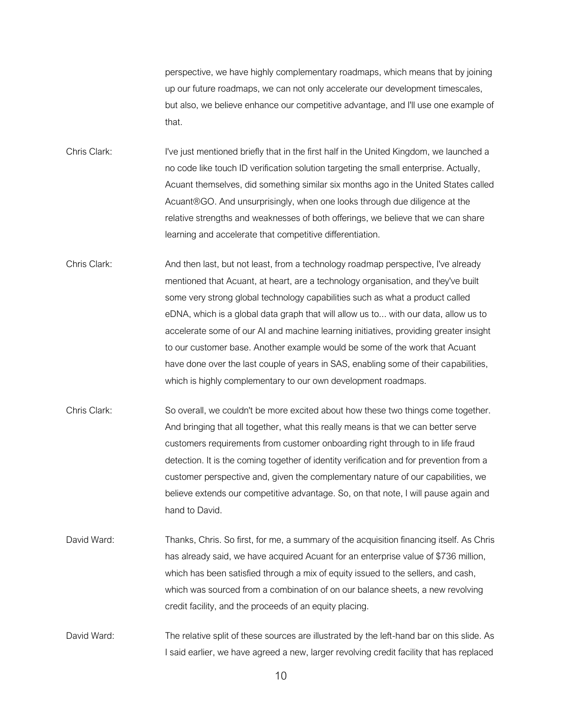perspective, we have highly complementary roadmaps, which means that by joining up our future roadmaps, we can not only accelerate our development timescales, but also, we believe enhance our competitive advantage, and I'll use one example of that.

Chris Clark: I've just mentioned briefly that in the first half in the United Kingdom, we launched a no code like touch ID verification solution targeting the small enterprise. Actually, Acuant themselves, did something similar six months ago in the United States called Acuant®GO. And unsurprisingly, when one looks through due diligence at the relative strengths and weaknesses of both offerings, we believe that we can share learning and accelerate that competitive differentiation.

Chris Clark: And then last, but not least, from a technology roadmap perspective, I've already mentioned that Acuant, at heart, are a technology organisation, and they've built some very strong global technology capabilities such as what a product called eDNA, which is a global data graph that will allow us to... with our data, allow us to accelerate some of our AI and machine learning initiatives, providing greater insight to our customer base. Another example would be some of the work that Acuant have done over the last couple of years in SAS, enabling some of their capabilities, which is highly complementary to our own development roadmaps.

Chris Clark: So overall, we couldn't be more excited about how these two things come together. And bringing that all together, what this really means is that we can better serve customers requirements from customer onboarding right through to in life fraud detection. It is the coming together of identity verification and for prevention from a customer perspective and, given the complementary nature of our capabilities, we believe extends our competitive advantage. So, on that note, I will pause again and hand to David.

David Ward: Thanks, Chris. So first, for me, a summary of the acquisition financing itself. As Chris has already said, we have acquired Acuant for an enterprise value of $736 million, which has been satisfied through a mix of equity issued to the sellers, and cash, which was sourced from a combination of on our balance sheets, a new revolving credit facility, and the proceeds of an equity placing.

David Ward: The relative split of these sources are illustrated by the left-hand bar on this slide. As I said earlier, we have agreed a new, larger revolving credit facility that has replaced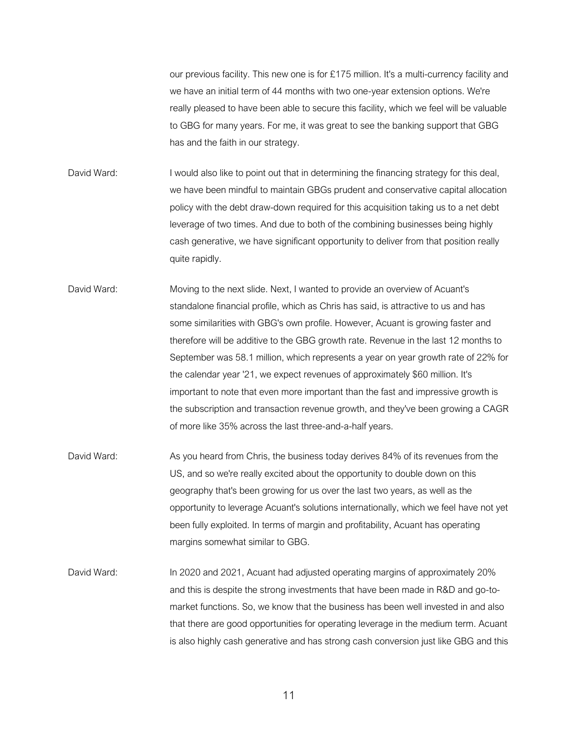our previous facility. This new one is for £175 million. It's a multi-currency facility and we have an initial term of 44 months with two one-year extension options. We're really pleased to have been able to secure this facility, which we feel will be valuable to GBG for many years. For me, it was great to see the banking support that GBG has and the faith in our strategy.

David Ward: I would also like to point out that in determining the financing strategy for this deal, we have been mindful to maintain GBGs prudent and conservative capital allocation policy with the debt draw-down required for this acquisition taking us to a net debt leverage of two times. And due to both of the combining businesses being highly cash generative, we have significant opportunity to deliver from that position really quite rapidly.

David Ward: Moving to the next slide. Next, I wanted to provide an overview of Acuant's standalone financial profile, which as Chris has said, is attractive to us and has some similarities with GBG's own profile. However, Acuant is growing faster and therefore will be additive to the GBG growth rate. Revenue in the last 12 months to September was 58.1 million, which represents a year on year growth rate of 22% for the calendar year '21, we expect revenues of approximately $60 million. It's important to note that even more important than the fast and impressive growth is the subscription and transaction revenue growth, and they've been growing a CAGR of more like 35% across the last three-and-a-half years.

David Ward: As you heard from Chris, the business today derives 84% of its revenues from the US, and so we're really excited about the opportunity to double down on this geography that's been growing for us over the last two years, as well as the opportunity to leverage Acuant's solutions internationally, which we feel have not yet been fully exploited. In terms of margin and profitability, Acuant has operating margins somewhat similar to GBG.

David Ward: In 2020 and 2021, Acuant had adjusted operating margins of approximately 20% and this is despite the strong investments that have been made in R&D and go-to-market functions. So, we know that the business has been well invested in and also that there are good opportunities for operating leverage in the medium term. Acuant is also highly cash generative and has strong cash conversion just like GBG and this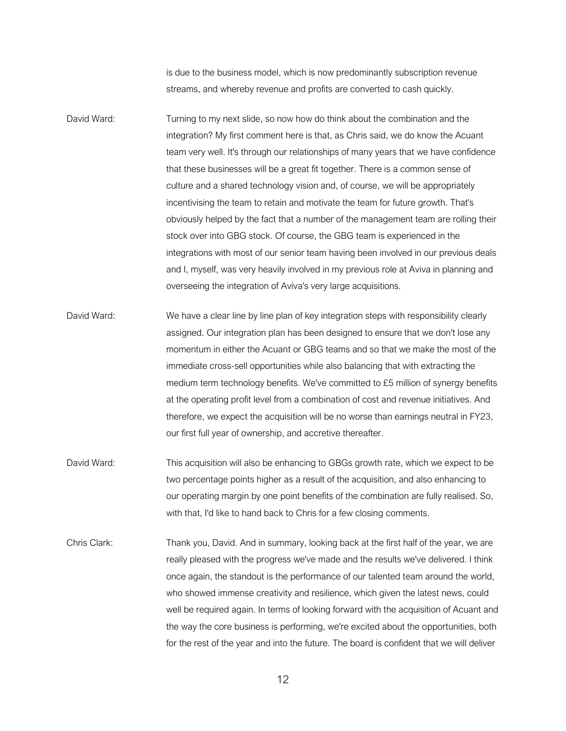is due to the business model, which is now predominantly subscription revenue streams, and whereby revenue and profits are converted to cash quickly.

David Ward: Turning to my next slide, so now how do think about the combination and the integration? My first comment here is that, as Chris said, we do know the Acuant team very well. It's through our relationships of many years that we have confidence that these businesses will be a great fit together. There is a common sense of culture and a shared technology vision and, of course, we will be appropriately incentivising the team to retain and motivate the team for future growth. That's obviously helped by the fact that a number of the management team are rolling their stock over into GBG stock. Of course, the GBG team is experienced in the integrations with most of our senior team having been involved in our previous deals and I, myself, was very heavily involved in my previous role at Aviva in planning and overseeing the integration of Aviva's very large acquisitions.

David Ward: We have a clear line by line plan of key integration steps with responsibility clearly assigned. Our integration plan has been designed to ensure that we don't lose any momentum in either the Acuant or GBG teams and so that we make the most of the immediate cross-sell opportunities while also balancing that with extracting the medium term technology benefits. We've committed to £5 million of synergy benefits at the operating profit level from a combination of cost and revenue initiatives. And therefore, we expect the acquisition will be no worse than earnings neutral in FY23, our first full year of ownership, and accretive thereafter.

David Ward: This acquisition will also be enhancing to GBGs growth rate, which we expect to be two percentage points higher as a result of the acquisition, and also enhancing to our operating margin by one point benefits of the combination are fully realised. So, with that, I'd like to hand back to Chris for a few closing comments.

Chris Clark: Thank you, David. And in summary, looking back at the first half of the year, we are really pleased with the progress we've made and the results we've delivered. I think once again, the standout is the performance of our talented team around the world, who showed immense creativity and resilience, which given the latest news, could well be required again. In terms of looking forward with the acquisition of Acuant and the way the core business is performing, we're excited about the opportunities, both for the rest of the year and into the future. The board is confident that we will deliver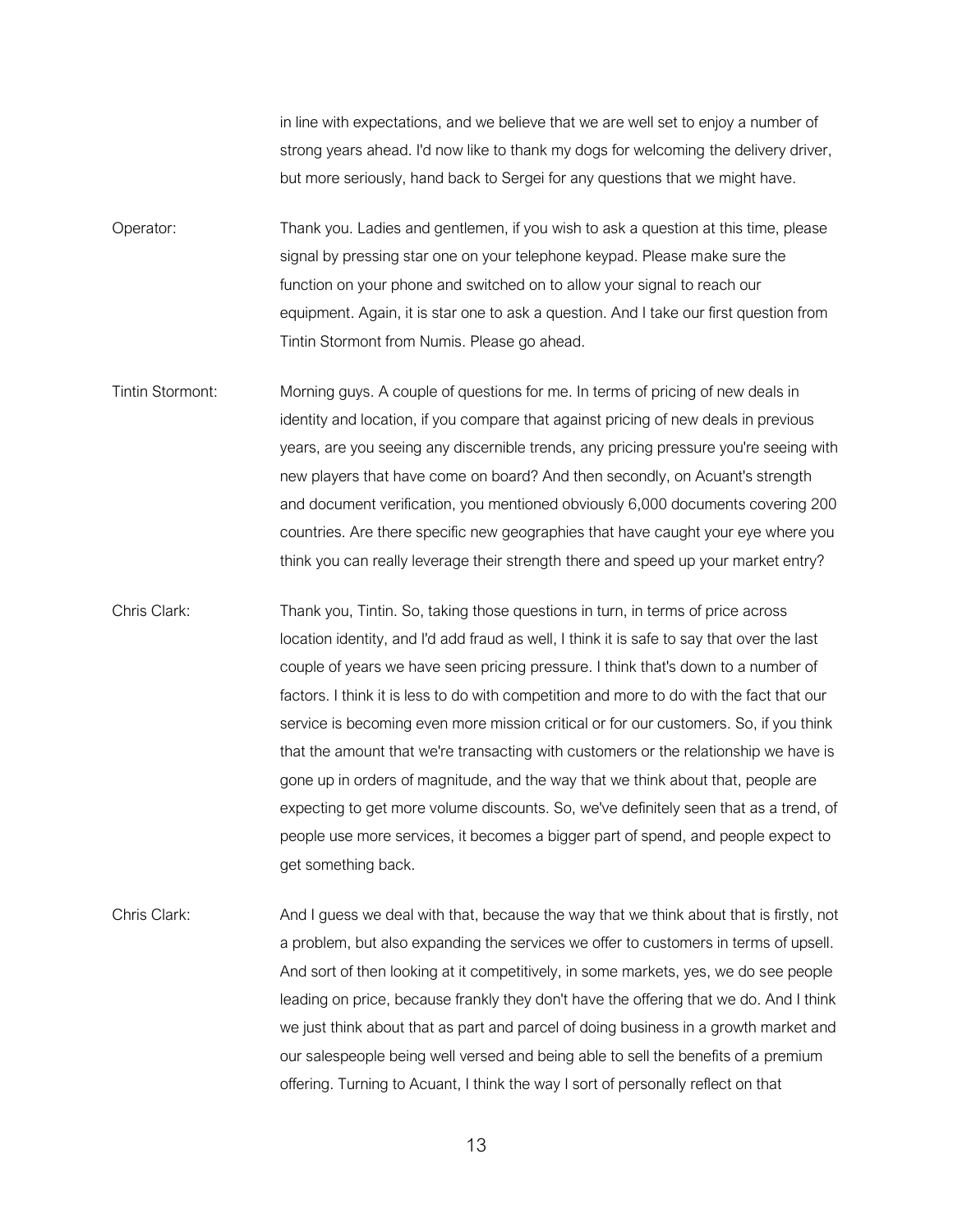in line with expectations, and we believe that we are well set to enjoy a number of strong years ahead. I'd now like to thank my dogs for welcoming the delivery driver, but more seriously, hand back to Sergei for any questions that we might have.

Operator: Thank you. Ladies and gentlemen, if you wish to ask a question at this time, please signal by pressing star one on your telephone keypad. Please make sure the function on your phone and switched on to allow your signal to reach our equipment. Again, it is star one to ask a question. And I take our first question from Tintin Stormont from Numis. Please go ahead.

Tintin Stormont: Morning guys. A couple of questions for me. In terms of pricing of new deals in identity and location, if you compare that against pricing of new deals in previous years, are you seeing any discernible trends, any pricing pressure you're seeing with new players that have come on board? And then secondly, on Acuant's strength and document verification, you mentioned obviously 6,000 documents covering 200 countries. Are there specific new geographies that have caught your eye where you think you can really leverage their strength there and speed up your market entry?

Chris Clark: Thank you, Tintin. So, taking those questions in turn, in terms of price across location identity, and I'd add fraud as well, I think it is safe to say that over the last couple of years we have seen pricing pressure. I think that's down to a number of factors. I think it is less to do with competition and more to do with the fact that our service is becoming even more mission critical or for our customers. So, if you think that the amount that we're transacting with customers or the relationship we have is gone up in orders of magnitude, and the way that we think about that, people are expecting to get more volume discounts. So, we've definitely seen that as a trend, of people use more services, it becomes a bigger part of spend, and people expect to get something back.

Chris Clark: And I guess we deal with that, because the way that we think about that is firstly, not a problem, but also expanding the services we offer to customers in terms of upsell. And sort of then looking at it competitively, in some markets, yes, we do see people leading on price, because frankly they don't have the offering that we do. And I think we just think about that as part and parcel of doing business in a growth market and our salespeople being well versed and being able to sell the benefits of a premium offering. Turning to Acuant, I think the way I sort of personally reflect on that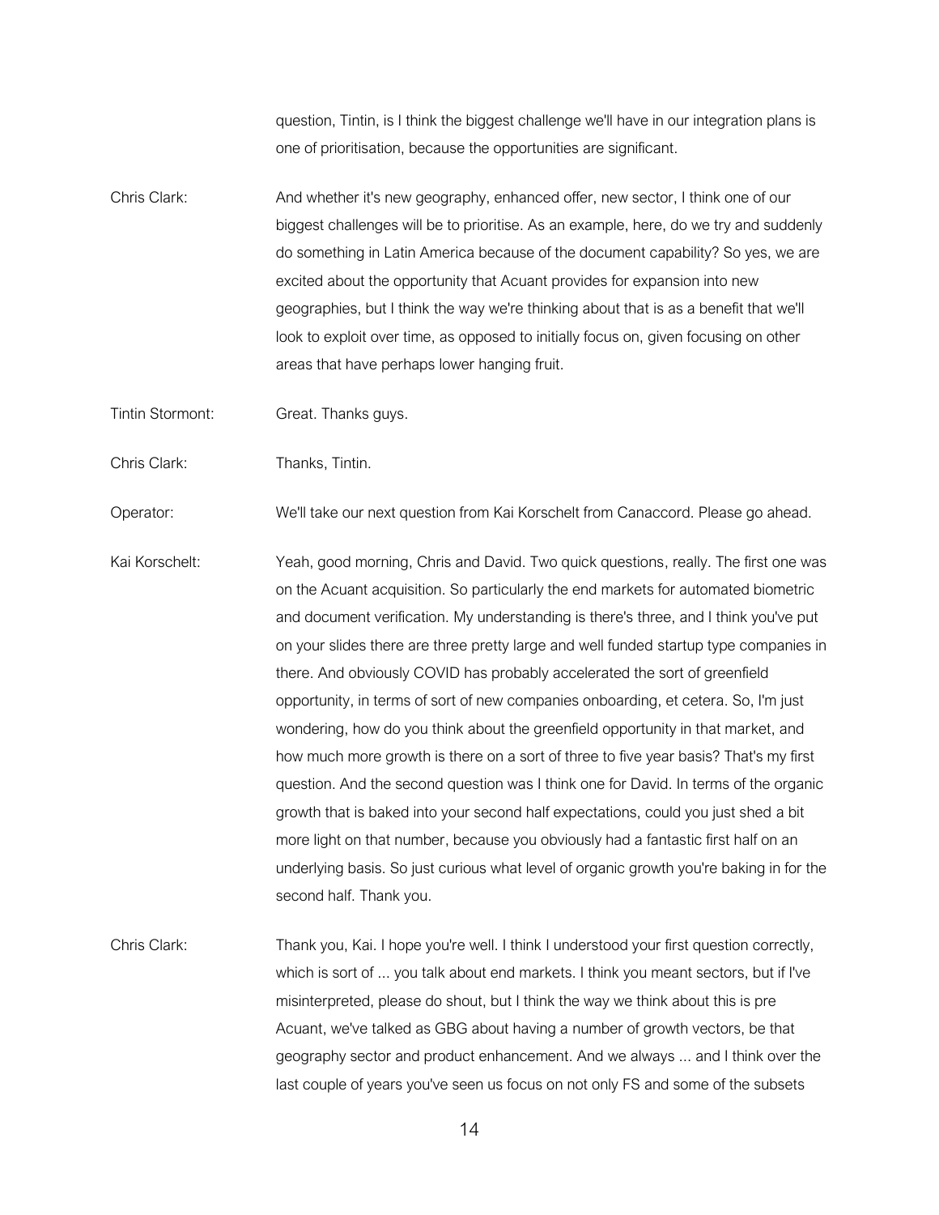question, Tintin, is I think the biggest challenge we'll have in our integration plans is one of prioritisation, because the opportunities are significant.

Chris Clark: And whether it's new geography, enhanced offer, new sector, I think one of our biggest challenges will be to prioritise. As an example, here, do we try and suddenly do something in Latin America because of the document capability? So yes, we are excited about the opportunity that Acuant provides for expansion into new geographies, but I think the way we're thinking about that is as a benefit that we'll look to exploit over time, as opposed to initially focus on, given focusing on other areas that have perhaps lower hanging fruit.

Tintin Stormont: Great. Thanks guys.

Chris Clark: Thanks, Tintin.

Operator: We'll take our next question from Kai Korschelt from Canaccord. Please go ahead.

Kai Korschelt: Yeah, good morning, Chris and David. Two quick questions, really. The first one was on the Acuant acquisition. So particularly the end markets for automated biometric and document verification. My understanding is there's three, and I think you've put on your slides there are three pretty large and well funded startup type companies in there. And obviously COVID has probably accelerated the sort of greenfield opportunity, in terms of sort of new companies onboarding, et cetera. So, I'm just wondering, how do you think about the greenfield opportunity in that market, and how much more growth is there on a sort of three to five year basis? That's my first question. And the second question was I think one for David. In terms of the organic growth that is baked into your second half expectations, could you just shed a bit more light on that number, because you obviously had a fantastic first half on an underlying basis. So just curious what level of organic growth you're baking in for the second half. Thank you.

Chris Clark: Thank you, Kai. I hope you're well. I think I understood your first question correctly, which is sort of ... you talk about end markets. I think you meant sectors, but if I've misinterpreted, please do shout, but I think the way we think about this is pre Acuant, we've talked as GBG about having a number of growth vectors, be that geography sector and product enhancement. And we always ... and I think over the last couple of years you've seen us focus on not only FS and some of the subsets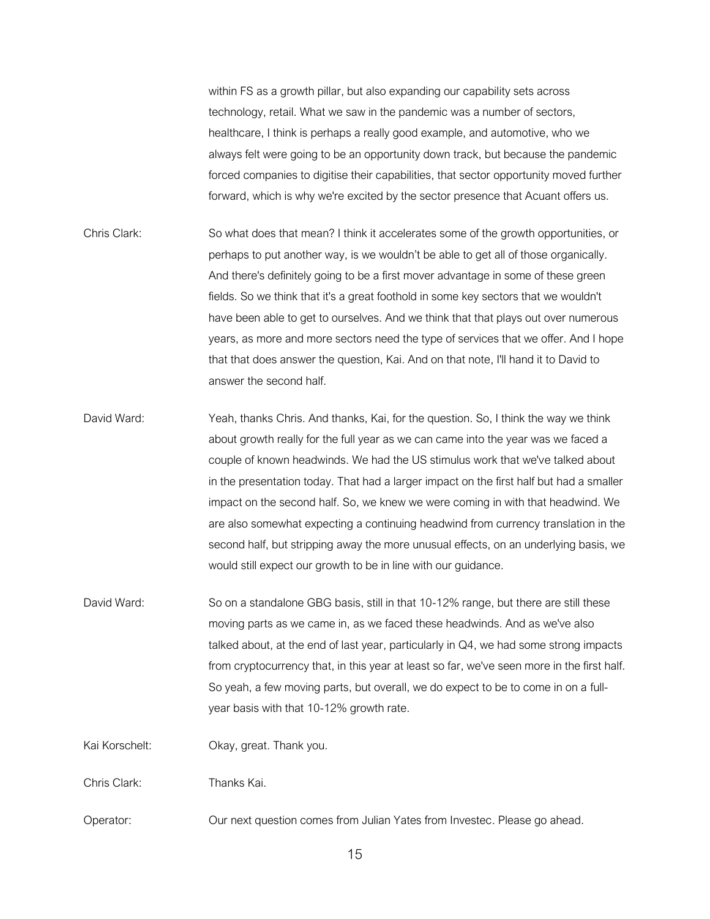within FS as a growth pillar, but also expanding our capability sets across technology, retail. What we saw in the pandemic was a number of sectors, healthcare, I think is perhaps a really good example, and automotive, who we always felt were going to be an opportunity down track, but because the pandemic forced companies to digitise their capabilities, that sector opportunity moved further forward, which is why we're excited by the sector presence that Acuant offers us.

Chris Clark: So what does that mean? I think it accelerates some of the growth opportunities, or perhaps to put another way, is we wouldn't be able to get all of those organically. And there's definitely going to be a first mover advantage in some of these green fields. So we think that it's a great foothold in some key sectors that we wouldn't have been able to get to ourselves. And we think that that plays out over numerous years, as more and more sectors need the type of services that we offer. And I hope that that does answer the question, Kai. And on that note, I'll hand it to David to answer the second half.

David Ward: Yeah, thanks Chris. And thanks, Kai, for the question. So, I think the way we think about growth really for the full year as we can came into the year was we faced a couple of known headwinds. We had the US stimulus work that we've talked about in the presentation today. That had a larger impact on the first half but had a smaller impact on the second half. So, we knew we were coming in with that headwind. We are also somewhat expecting a continuing headwind from currency translation in the second half, but stripping away the more unusual effects, on an underlying basis, we would still expect our growth to be in line with our guidance.

David Ward: So on a standalone GBG basis, still in that 10-12% range, but there are still these moving parts as we came in, as we faced these headwinds. And as we've also talked about, at the end of last year, particularly in Q4, we had some strong impacts from cryptocurrency that, in this year at least so far, we've seen more in the first half. So yeah, a few moving parts, but overall, we do expect to be to come in on a full-year basis with that 10-12% growth rate.

Kai Korschelt: Okay, great. Thank you.

Chris Clark: Thanks Kai.

Operator: Our next question comes from Julian Yates from Investec. Please go ahead.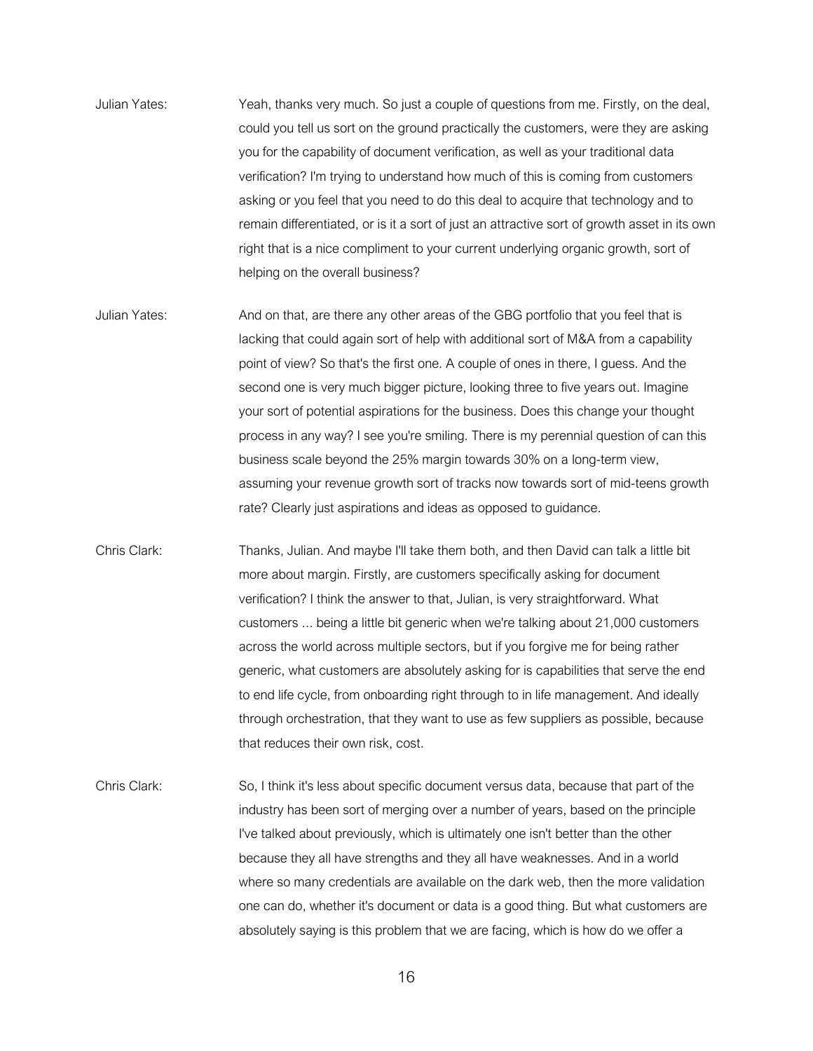Julian Yates: Yeah, thanks very much. So just a couple of questions from me. Firstly, on the deal, could you tell us sort on the ground practically the customers, were they are asking you for the capability of document verification, as well as your traditional data verification? I'm trying to understand how much of this is coming from customers asking or you feel that you need to do this deal to acquire that technology and to remain differentiated, or is it a sort of just an attractive sort of growth asset in its own right that is a nice compliment to your current underlying organic growth, sort of helping on the overall business?

Julian Yates: And on that, are there any other areas of the GBG portfolio that you feel that is lacking that could again sort of help with additional sort of M&A from a capability point of view? So that's the first one. A couple of ones in there, I guess. And the second one is very much bigger picture, looking three to five years out. Imagine your sort of potential aspirations for the business. Does this change your thought process in any way? I see you're smiling. There is my perennial question of can this business scale beyond the 25% margin towards 30% on a long-term view, assuming your revenue growth sort of tracks now towards sort of mid-teens growth rate? Clearly just aspirations and ideas as opposed to guidance.

Chris Clark: Thanks, Julian. And maybe I'll take them both, and then David can talk a little bit more about margin. Firstly, are customers specifically asking for document verification? I think the answer to that, Julian, is very straightforward. What customers ... being a little bit generic when we're talking about 21,000 customers across the world across multiple sectors, but if you forgive me for being rather generic, what customers are absolutely asking for is capabilities that serve the end to end life cycle, from onboarding right through to in life management. And ideally through orchestration, that they want to use as few suppliers as possible, because that reduces their own risk, cost.

Chris Clark: So, I think it's less about specific document versus data, because that part of the industry has been sort of merging over a number of years, based on the principle I've talked about previously, which is ultimately one isn't better than the other because they all have strengths and they all have weaknesses. And in a world where so many credentials are available on the dark web, then the more validation one can do, whether it's document or data is a good thing. But what customers are absolutely saying is this problem that we are facing, which is how do we offer a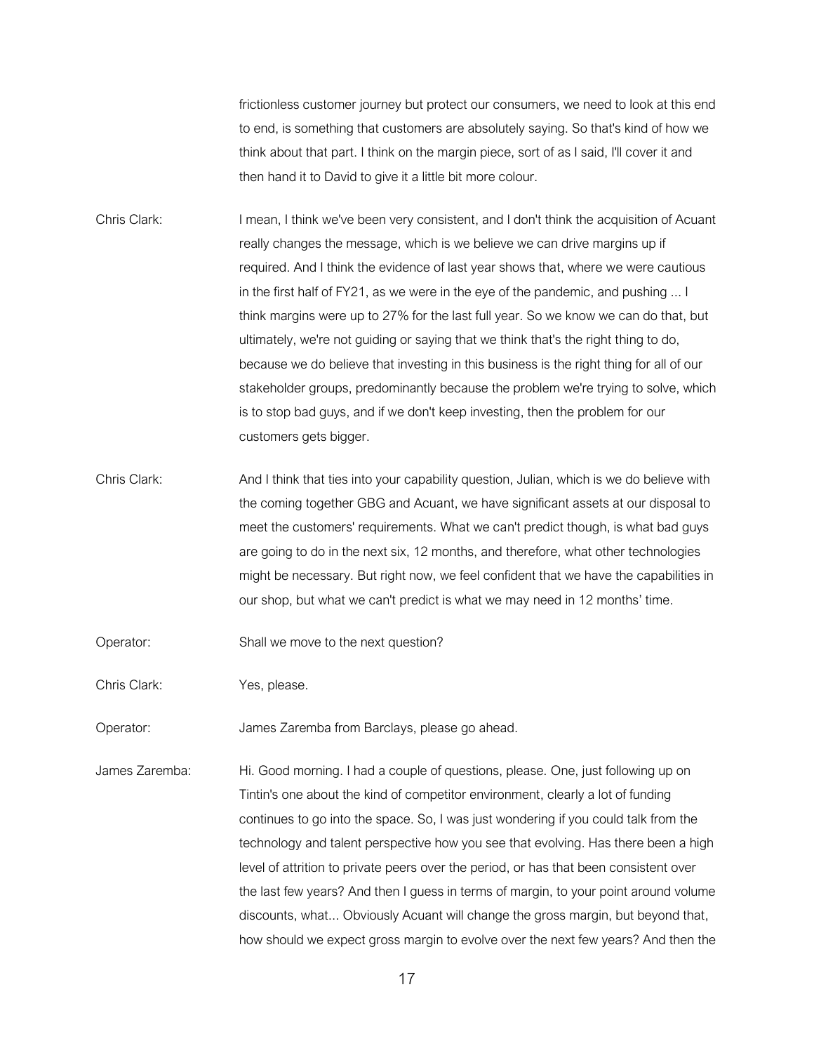frictionless customer journey but protect our consumers, we need to look at this end to end, is something that customers are absolutely saying. So that's kind of how we think about that part. I think on the margin piece, sort of as I said, I'll cover it and then hand it to David to give it a little bit more colour.

Chris Clark: I mean, I think we've been very consistent, and I don't think the acquisition of Acuant really changes the message, which is we believe we can drive margins up if required. And I think the evidence of last year shows that, where we were cautious in the first half of FY21, as we were in the eye of the pandemic, and pushing ... I think margins were up to 27% for the last full year. So we know we can do that, but ultimately, we're not guiding or saying that we think that's the right thing to do, because we do believe that investing in this business is the right thing for all of our stakeholder groups, predominantly because the problem we're trying to solve, which is to stop bad guys, and if we don't keep investing, then the problem for our customers gets bigger.

Chris Clark: And I think that ties into your capability question, Julian, which is we do believe with the coming together GBG and Acuant, we have significant assets at our disposal to meet the customers' requirements. What we can't predict though, is what bad guys are going to do in the next six, 12 months, and therefore, what other technologies might be necessary. But right now, we feel confident that we have the capabilities in our shop, but what we can't predict is what we may need in 12 months' time.

Operator: Shall we move to the next question?

Chris Clark: Yes, please.

Operator: James Zaremba from Barclays, please go ahead.

James Zaremba: Hi. Good morning. I had a couple of questions, please. One, just following up on Tintin's one about the kind of competitor environment, clearly a lot of funding continues to go into the space. So, I was just wondering if you could talk from the technology and talent perspective how you see that evolving. Has there been a high level of attrition to private peers over the period, or has that been consistent over the last few years? And then I guess in terms of margin, to your point around volume discounts, what... Obviously Acuant will change the gross margin, but beyond that, how should we expect gross margin to evolve over the next few years? And then the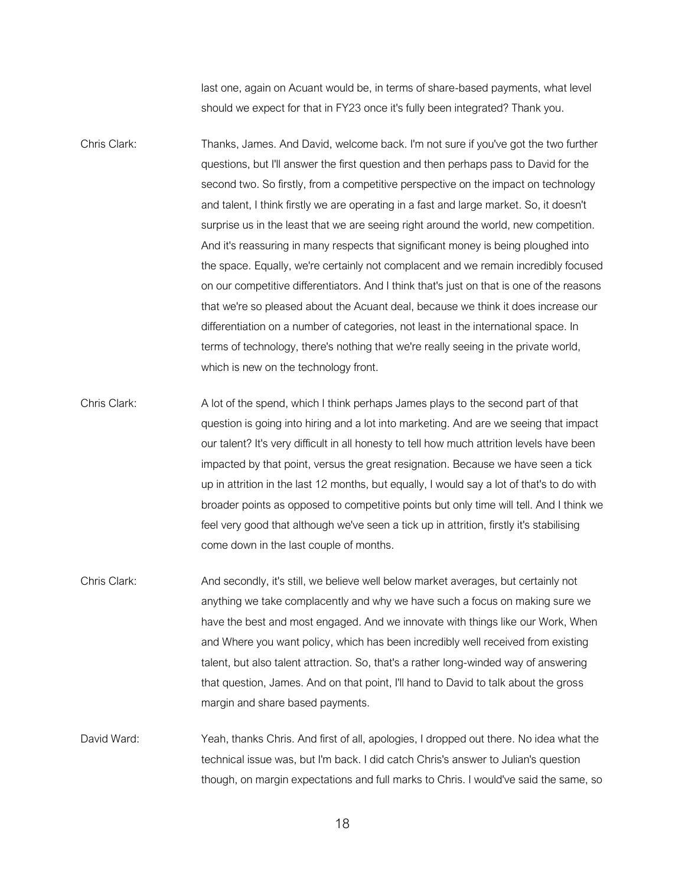last one, again on Acuant would be, in terms of share-based payments, what level should we expect for that in FY23 once it's fully been integrated? Thank you.

Chris Clark: Thanks, James. And David, welcome back. I'm not sure if you've got the two further questions, but I'll answer the first question and then perhaps pass to David for the second two. So firstly, from a competitive perspective on the impact on technology and talent, I think firstly we are operating in a fast and large market. So, it doesn't surprise us in the least that we are seeing right around the world, new competition. And it's reassuring in many respects that significant money is being ploughed into the space. Equally, we're certainly not complacent and we remain incredibly focused on our competitive differentiators. And I think that's just on that is one of the reasons that we're so pleased about the Acuant deal, because we think it does increase our differentiation on a number of categories, not least in the international space. In terms of technology, there's nothing that we're really seeing in the private world, which is new on the technology front.

Chris Clark: A lot of the spend, which I think perhaps James plays to the second part of that question is going into hiring and a lot into marketing. And are we seeing that impact our talent? It's very difficult in all honesty to tell how much attrition levels have been impacted by that point, versus the great resignation. Because we have seen a tick up in attrition in the last 12 months, but equally, I would say a lot of that's to do with broader points as opposed to competitive points but only time will tell. And I think we feel very good that although we've seen a tick up in attrition, firstly it's stabilising come down in the last couple of months.

Chris Clark: And secondly, it's still, we believe well below market averages, but certainly not anything we take complacently and why we have such a focus on making sure we have the best and most engaged. And we innovate with things like our Work, When and Where you want policy, which has been incredibly well received from existing talent, but also talent attraction. So, that's a rather long-winded way of answering that question, James. And on that point, I'll hand to David to talk about the gross margin and share based payments.

David Ward: Yeah, thanks Chris. And first of all, apologies, I dropped out there. No idea what the technical issue was, but I'm back. I did catch Chris's answer to Julian's question though, on margin expectations and full marks to Chris. I would've said the same, so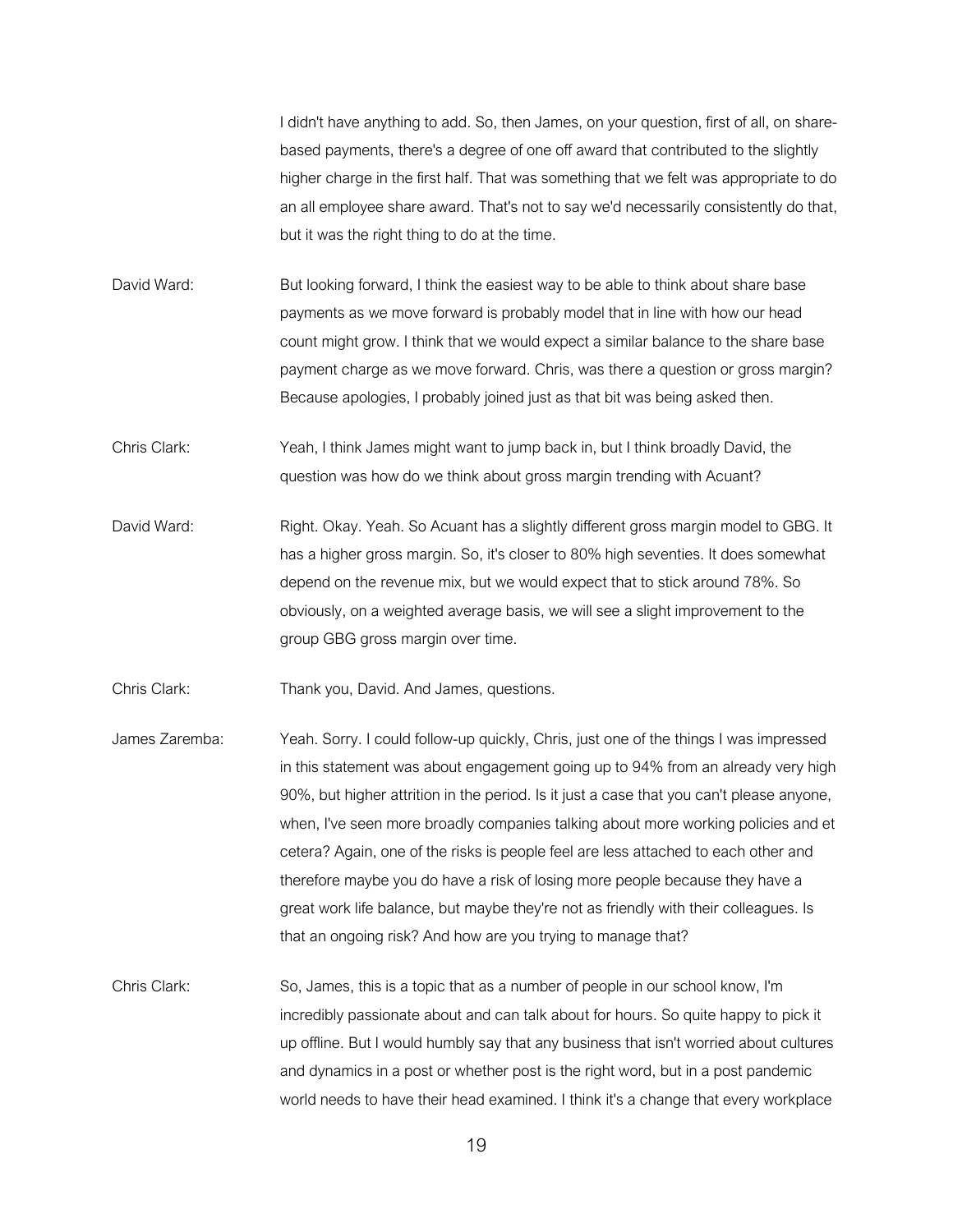I didn't have anything to add. So, then James, on your question, first of all, on share-based payments, there's a degree of one off award that contributed to the slightly higher charge in the first half. That was something that we felt was appropriate to do an all employee share award. That's not to say we'd necessarily consistently do that, but it was the right thing to do at the time.

David Ward: But looking forward, I think the easiest way to be able to think about share base payments as we move forward is probably model that in line with how our head count might grow. I think that we would expect a similar balance to the share base payment charge as we move forward. Chris, was there a question or gross margin? Because apologies, I probably joined just as that bit was being asked then.

Chris Clark: Yeah, I think James might want to jump back in, but I think broadly David, the question was how do we think about gross margin trending with Acuant?

David Ward: Right. Okay. Yeah. So Acuant has a slightly different gross margin model to GBG. It has a higher gross margin. So, it's closer to 80% high seventies. It does somewhat depend on the revenue mix, but we would expect that to stick around 78%. So obviously, on a weighted average basis, we will see a slight improvement to the group GBG gross margin over time.

Chris Clark: Thank you, David. And James, questions.

James Zaremba: Yeah. Sorry. I could follow-up quickly, Chris, just one of the things I was impressed in this statement was about engagement going up to 94% from an already very high 90%, but higher attrition in the period. Is it just a case that you can't please anyone, when, I've seen more broadly companies talking about more working policies and et cetera? Again, one of the risks is people feel are less attached to each other and therefore maybe you do have a risk of losing more people because they have a great work life balance, but maybe they're not as friendly with their colleagues. Is that an ongoing risk? And how are you trying to manage that?

Chris Clark: So, James, this is a topic that as a number of people in our school know, I'm incredibly passionate about and can talk about for hours. So quite happy to pick it up offline. But I would humbly say that any business that isn't worried about cultures and dynamics in a post or whether post is the right word, but in a post pandemic world needs to have their head examined. I think it's a change that every workplace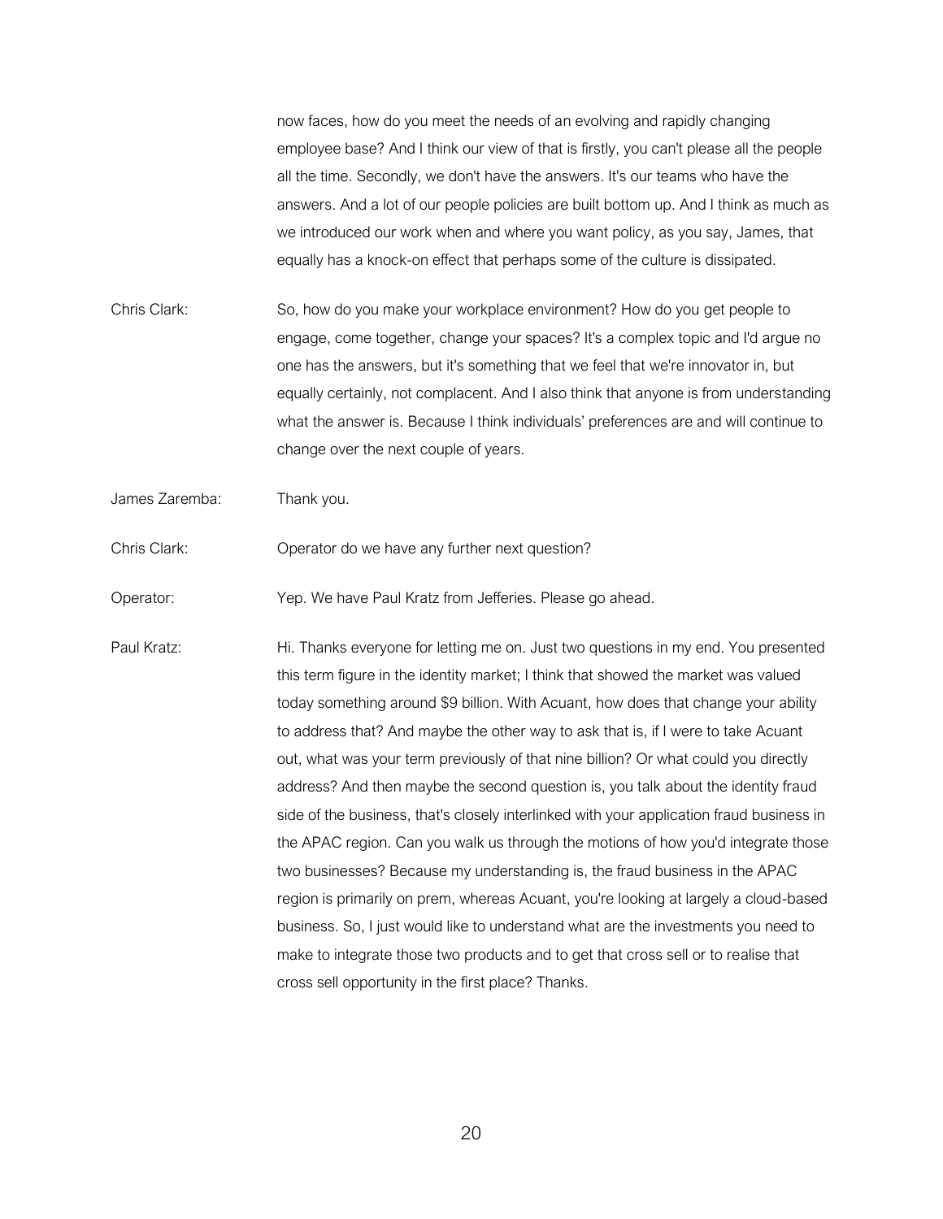now faces, how do you meet the needs of an evolving and rapidly changing employee base? And I think our view of that is firstly, you can't please all the people all the time. Secondly, we don't have the answers. It's our teams who have the answers. And a lot of our people policies are built bottom up. And I think as much as we introduced our work when and where you want policy, as you say, James, that equally has a knock-on effect that perhaps some of the culture is dissipated.

Chris Clark: So, how do you make your workplace environment? How do you get people to engage, come together, change your spaces? It's a complex topic and I'd argue no one has the answers, but it's something that we feel that we're innovator in, but equally certainly, not complacent. And I also think that anyone is from understanding what the answer is. Because I think individuals' preferences are and will continue to change over the next couple of years.

James Zaremba: Thank you.

Chris Clark: Operator do we have any further next question?

Operator: Yep. We have Paul Kratz from Jefferies. Please go ahead.

Paul Kratz: Hi. Thanks everyone for letting me on. Just two questions in my end. You presented this term figure in the identity market; I think that showed the market was valued today something around $9 billion. With Acuant, how does that change your ability to address that? And maybe the other way to ask that is, if I were to take Acuant out, what was your term previously of that nine billion? Or what could you directly address? And then maybe the second question is, you talk about the identity fraud side of the business, that's closely interlinked with your application fraud business in the APAC region. Can you walk us through the motions of how you'd integrate those two businesses? Because my understanding is, the fraud business in the APAC region is primarily on prem, whereas Acuant, you're looking at largely a cloud-based business. So, I just would like to understand what are the investments you need to make to integrate those two products and to get that cross sell or to realise that cross sell opportunity in the first place? Thanks.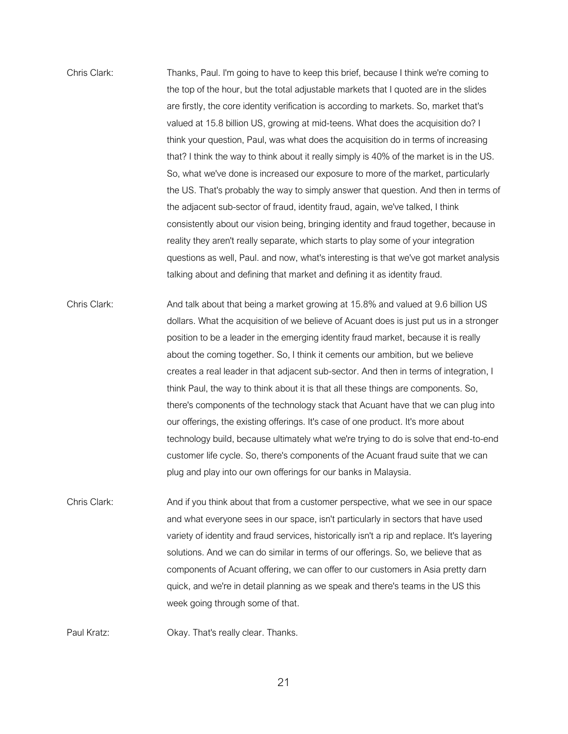Chris Clark: Thanks, Paul. I'm going to have to keep this brief, because I think we're coming to the top of the hour, but the total adjustable markets that I quoted are in the slides are firstly, the core identity verification is according to markets. So, market that's valued at 15.8 billion US, growing at mid-teens. What does the acquisition do? I think your question, Paul, was what does the acquisition do in terms of increasing that? I think the way to think about it really simply is 40% of the market is in the US. So, what we've done is increased our exposure to more of the market, particularly the US. That's probably the way to simply answer that question. And then in terms of the adjacent sub-sector of fraud, identity fraud, again, we've talked, I think consistently about our vision being, bringing identity and fraud together, because in reality they aren't really separate, which starts to play some of your integration questions as well, Paul. and now, what's interesting is that we've got market analysis talking about and defining that market and defining it as identity fraud.

Chris Clark: And talk about that being a market growing at 15.8% and valued at 9.6 billion US dollars. What the acquisition of we believe of Acuant does is just put us in a stronger position to be a leader in the emerging identity fraud market, because it is really about the coming together. So, I think it cements our ambition, but we believe creates a real leader in that adjacent sub-sector. And then in terms of integration, I think Paul, the way to think about it is that all these things are components. So, there's components of the technology stack that Acuant have that we can plug into our offerings, the existing offerings. It's case of one product. It's more about technology build, because ultimately what we're trying to do is solve that end-to-end customer life cycle. So, there's components of the Acuant fraud suite that we can plug and play into our own offerings for our banks in Malaysia.

Chris Clark: And if you think about that from a customer perspective, what we see in our space and what everyone sees in our space, isn't particularly in sectors that have used variety of identity and fraud services, historically isn't a rip and replace. It's layering solutions. And we can do similar in terms of our offerings. So, we believe that as components of Acuant offering, we can offer to our customers in Asia pretty darn quick, and we're in detail planning as we speak and there's teams in the US this week going through some of that.

Paul Kratz: Okay. That's really clear. Thanks.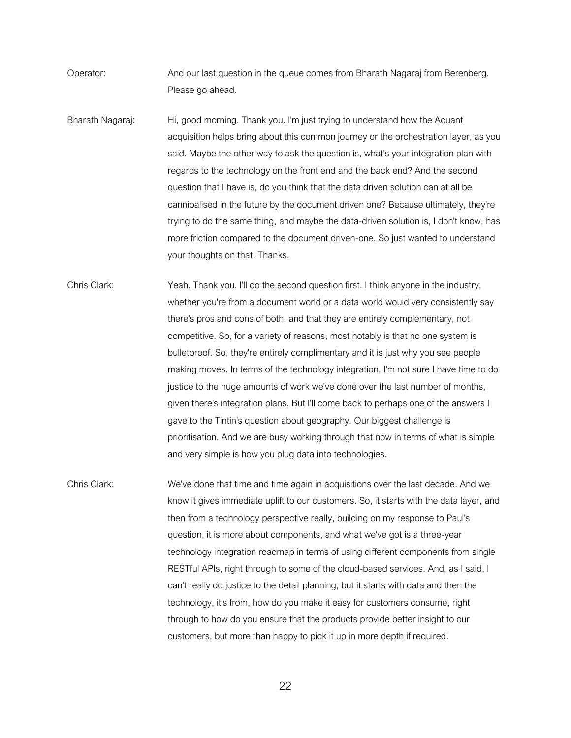Operator: And our last question in the queue comes from Bharath Nagaraj from Berenberg. Please go ahead.

Bharath Nagaraj: Hi, good morning. Thank you. I'm just trying to understand how the Acuant acquisition helps bring about this common journey or the orchestration layer, as you said. Maybe the other way to ask the question is, what's your integration plan with regards to the technology on the front end and the back end? And the second question that I have is, do you think that the data driven solution can at all be cannibalised in the future by the document driven one? Because ultimately, they're trying to do the same thing, and maybe the data-driven solution is, I don't know, has more friction compared to the document driven-one. So just wanted to understand your thoughts on that. Thanks.

Chris Clark: Yeah. Thank you. I'll do the second question first. I think anyone in the industry, whether you're from a document world or a data world would very consistently say there's pros and cons of both, and that they are entirely complementary, not competitive. So, for a variety of reasons, most notably is that no one system is bulletproof. So, they're entirely complimentary and it is just why you see people making moves. In terms of the technology integration, I'm not sure I have time to do justice to the huge amounts of work we've done over the last number of months, given there's integration plans. But I'll come back to perhaps one of the answers I gave to the Tintin's question about geography. Our biggest challenge is prioritisation. And we are busy working through that now in terms of what is simple and very simple is how you plug data into technologies.

Chris Clark: We've done that time and time again in acquisitions over the last decade. And we know it gives immediate uplift to our customers. So, it starts with the data layer, and then from a technology perspective really, building on my response to Paul's question, it is more about components, and what we've got is a three-year technology integration roadmap in terms of using different components from single RESTful APIs, right through to some of the cloud-based services. And, as I said, I can't really do justice to the detail planning, but it starts with data and then the technology, it's from, how do you make it easy for customers consume, right through to how do you ensure that the products provide better insight to our customers, but more than happy to pick it up in more depth if required.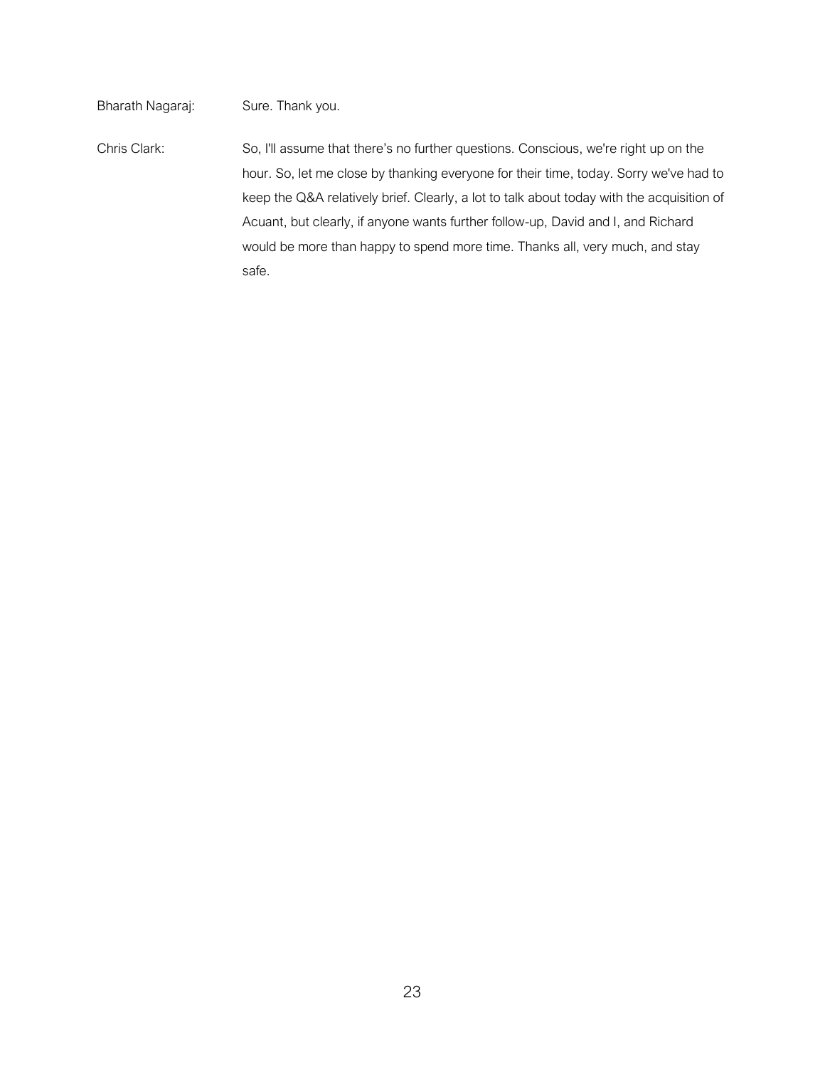Bharath Nagaraj: Sure. Thank you.

Chris Clark: So, I'll assume that there's no further questions. Conscious, we're right up on the hour. So, let me close by thanking everyone for their time, today. Sorry we've had to keep the Q&A relatively brief. Clearly, a lot to talk about today with the acquisition of Acuant, but clearly, if anyone wants further follow-up, David and I, and Richard would be more than happy to spend more time. Thanks all, very much, and stay safe.